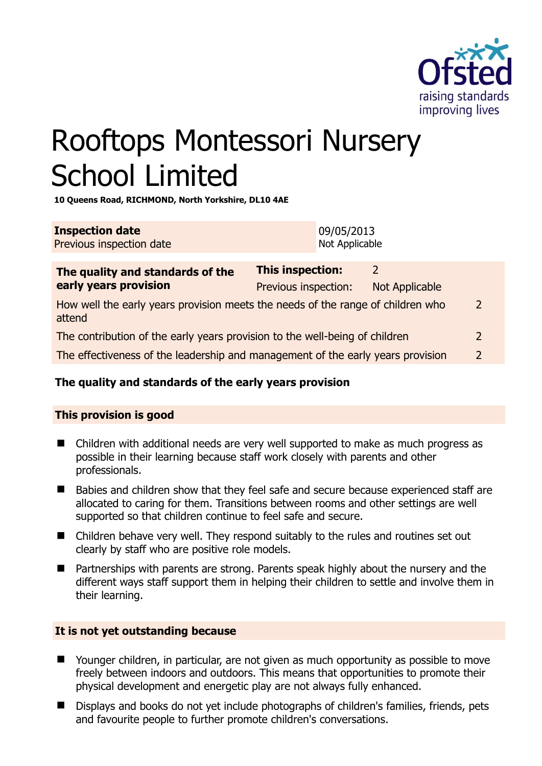# Rooftops Montessori Nursery School Limited

**10 Queens Road, RICHMOND, North Yorkshire, DL10 4AE**

| **Inspection date** | 09/05/2013 |
|---|---|
| Previous inspection date | Not Applicable |

| **The quality and standards of the early years provision** | **This inspection:** | 2 |
|---|---|---|
| | Previous inspection: | Not Applicable |
| How well the early years provision meets the needs of the range of children who attend | | 2 |
| The contribution of the early years provision to the well-being of children | | 2 |
| The effectiveness of the leadership and management of the early years provision | | 2 |

## The quality and standards of the early years provision

### This provision is good

- Children with additional needs are very well supported to make as much progress as possible in their learning because staff work closely with parents and other professionals.
- Babies and children show that they feel safe and secure because experienced staff are allocated to caring for them. Transitions between rooms and other settings are well supported so that children continue to feel safe and secure.
- Children behave very well. They respond suitably to the rules and routines set out clearly by staff who are positive role models.
- Partnerships with parents are strong. Parents speak highly about the nursery and the different ways staff support them in helping their children to settle and involve them in their learning.

### It is not yet outstanding because

- Younger children, in particular, are not given as much opportunity as possible to move freely between indoors and outdoors. This means that opportunities to promote their physical development and energetic play are not always fully enhanced.
- Displays and books do not yet include photographs of children's families, friends, pets and favourite people to further promote children's conversations.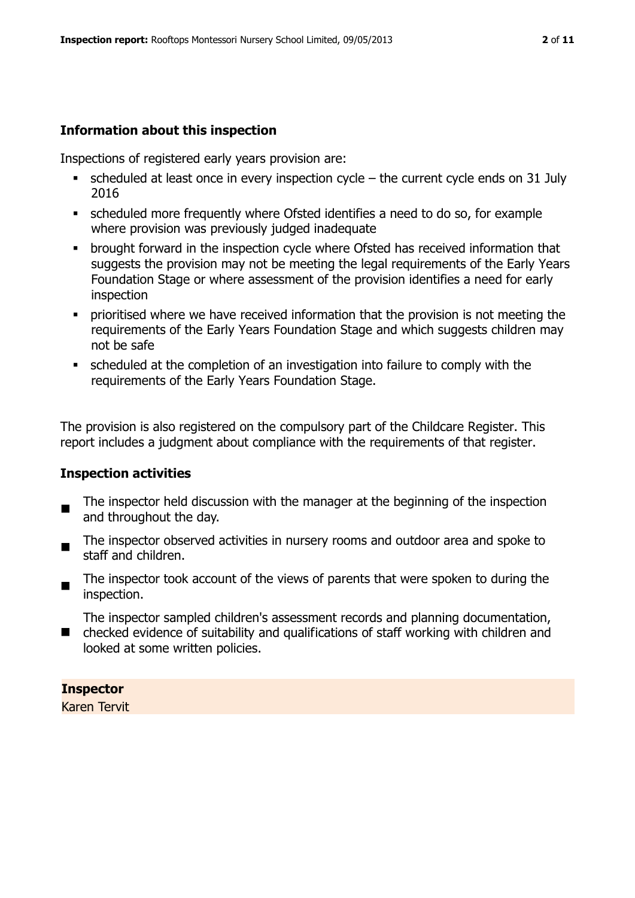## Information about this inspection

Inspections of registered early years provision are:

- scheduled at least once in every inspection cycle – the current cycle ends on 31 July 2016
- scheduled more frequently where Ofsted identifies a need to do so, for example where provision was previously judged inadequate
- brought forward in the inspection cycle where Ofsted has received information that suggests the provision may not be meeting the legal requirements of the Early Years Foundation Stage or where assessment of the provision identifies a need for early inspection
- prioritised where we have received information that the provision is not meeting the requirements of the Early Years Foundation Stage and which suggests children may not be safe
- scheduled at the completion of an investigation into failure to comply with the requirements of the Early Years Foundation Stage.

The provision is also registered on the compulsory part of the Childcare Register. This report includes a judgment about compliance with the requirements of that register.

## Inspection activities

- The inspector held discussion with the manager at the beginning of the inspection and throughout the day.
- The inspector observed activities in nursery rooms and outdoor area and spoke to staff and children.
- The inspector took account of the views of parents that were spoken to during the inspection.
- The inspector sampled children's assessment records and planning documentation, checked evidence of suitability and qualifications of staff working with children and looked at some written policies.

**Inspector**

Karen Tervit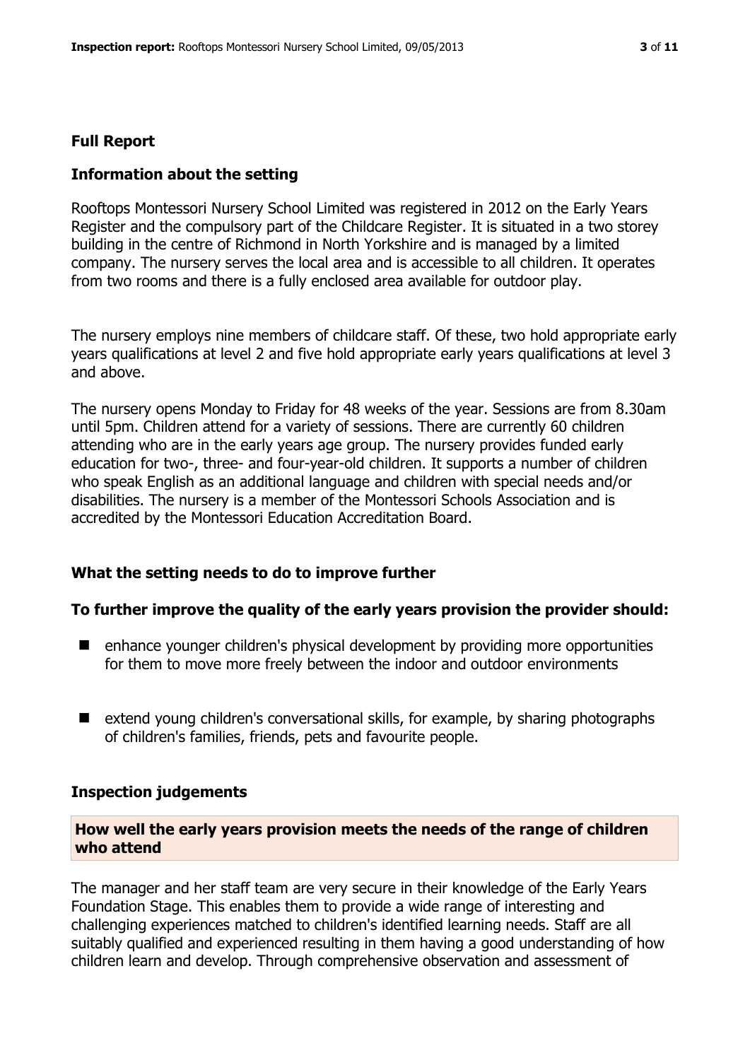## Full Report

### Information about the setting

Rooftops Montessori Nursery School Limited was registered in 2012 on the Early Years Register and the compulsory part of the Childcare Register. It is situated in a two storey building in the centre of Richmond in North Yorkshire and is managed by a limited company. The nursery serves the local area and is accessible to all children. It operates from two rooms and there is a fully enclosed area available for outdoor play.

The nursery employs nine members of childcare staff. Of these, two hold appropriate early years qualifications at level 2 and five hold appropriate early years qualifications at level 3 and above.

The nursery opens Monday to Friday for 48 weeks of the year. Sessions are from 8.30am until 5pm. Children attend for a variety of sessions. There are currently 60 children attending who are in the early years age group. The nursery provides funded early education for two-, three- and four-year-old children. It supports a number of children who speak English as an additional language and children with special needs and/or disabilities. The nursery is a member of the Montessori Schools Association and is accredited by the Montessori Education Accreditation Board.

### What the setting needs to do to improve further

#### To further improve the quality of the early years provision the provider should:

- enhance younger children's physical development by providing more opportunities for them to move more freely between the indoor and outdoor environments
- extend young children's conversational skills, for example, by sharing photographs of children's families, friends, pets and favourite people.

### Inspection judgements

#### How well the early years provision meets the needs of the range of children who attend

The manager and her staff team are very secure in their knowledge of the Early Years Foundation Stage. This enables them to provide a wide range of interesting and challenging experiences matched to children's identified learning needs. Staff are all suitably qualified and experienced resulting in them having a good understanding of how children learn and develop. Through comprehensive observation and assessment of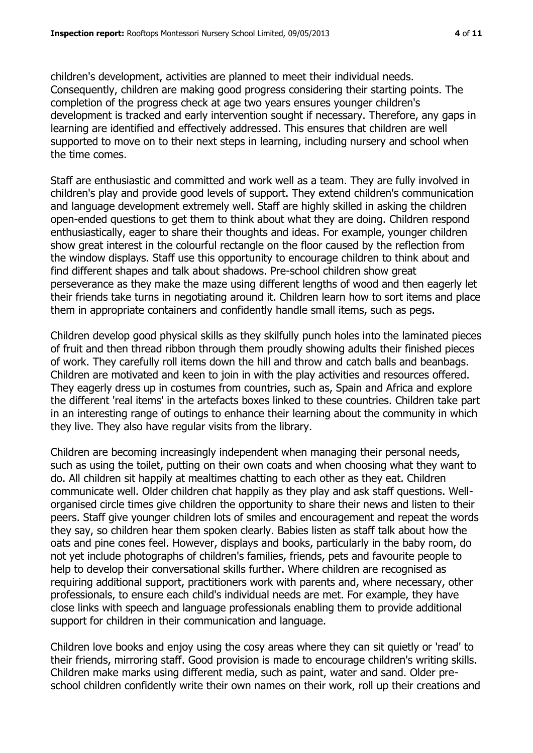children's development, activities are planned to meet their individual needs. Consequently, children are making good progress considering their starting points. The completion of the progress check at age two years ensures younger children's development is tracked and early intervention sought if necessary. Therefore, any gaps in learning are identified and effectively addressed. This ensures that children are well supported to move on to their next steps in learning, including nursery and school when the time comes.

Staff are enthusiastic and committed and work well as a team. They are fully involved in children's play and provide good levels of support. They extend children's communication and language development extremely well. Staff are highly skilled in asking the children open-ended questions to get them to think about what they are doing. Children respond enthusiastically, eager to share their thoughts and ideas. For example, younger children show great interest in the colourful rectangle on the floor caused by the reflection from the window displays. Staff use this opportunity to encourage children to think about and find different shapes and talk about shadows. Pre-school children show great perseverance as they make the maze using different lengths of wood and then eagerly let their friends take turns in negotiating around it. Children learn how to sort items and place them in appropriate containers and confidently handle small items, such as pegs.

Children develop good physical skills as they skilfully punch holes into the laminated pieces of fruit and then thread ribbon through them proudly showing adults their finished pieces of work. They carefully roll items down the hill and throw and catch balls and beanbags. Children are motivated and keen to join in with the play activities and resources offered. They eagerly dress up in costumes from countries, such as, Spain and Africa and explore the different 'real items' in the artefacts boxes linked to these countries. Children take part in an interesting range of outings to enhance their learning about the community in which they live. They also have regular visits from the library.

Children are becoming increasingly independent when managing their personal needs, such as using the toilet, putting on their own coats and when choosing what they want to do. All children sit happily at mealtimes chatting to each other as they eat. Children communicate well. Older children chat happily as they play and ask staff questions. Well-organised circle times give children the opportunity to share their news and listen to their peers. Staff give younger children lots of smiles and encouragement and repeat the words they say, so children hear them spoken clearly. Babies listen as staff talk about how the oats and pine cones feel. However, displays and books, particularly in the baby room, do not yet include photographs of children's families, friends, pets and favourite people to help to develop their conversational skills further. Where children are recognised as requiring additional support, practitioners work with parents and, where necessary, other professionals, to ensure each child's individual needs are met. For example, they have close links with speech and language professionals enabling them to provide additional support for children in their communication and language.

Children love books and enjoy using the cosy areas where they can sit quietly or 'read' to their friends, mirroring staff. Good provision is made to encourage children's writing skills. Children make marks using different media, such as paint, water and sand. Older pre-school children confidently write their own names on their work, roll up their creations and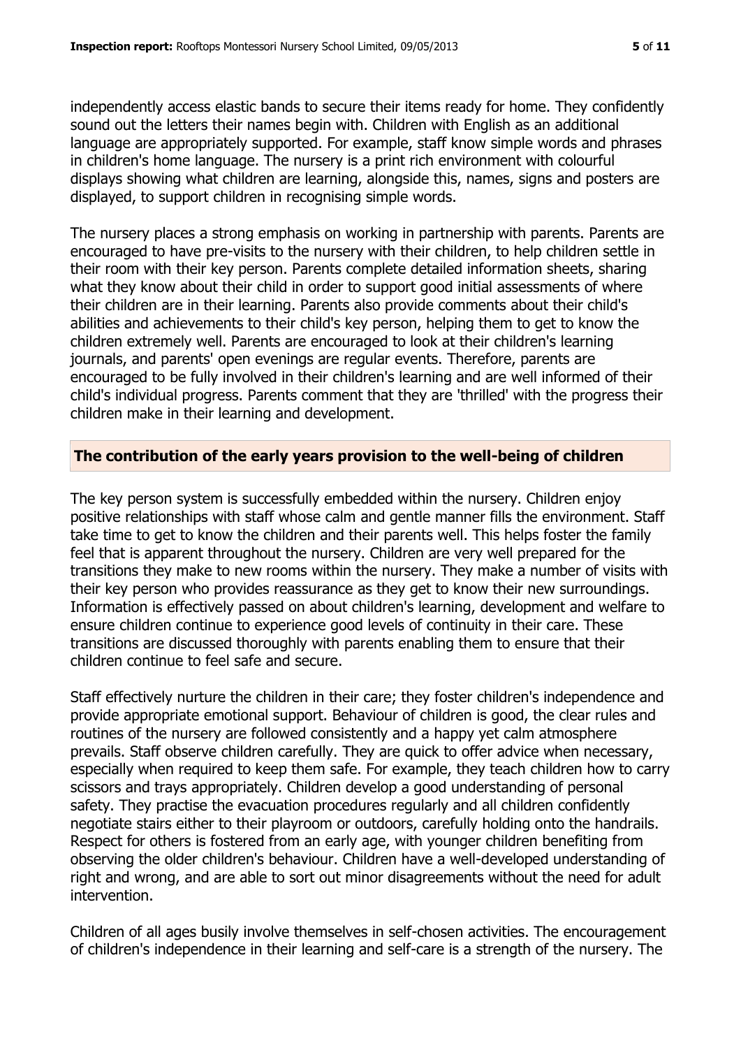independently access elastic bands to secure their items ready for home. They confidently sound out the letters their names begin with. Children with English as an additional language are appropriately supported. For example, staff know simple words and phrases in children's home language. The nursery is a print rich environment with colourful displays showing what children are learning, alongside this, names, signs and posters are displayed, to support children in recognising simple words.

The nursery places a strong emphasis on working in partnership with parents. Parents are encouraged to have pre-visits to the nursery with their children, to help children settle in their room with their key person. Parents complete detailed information sheets, sharing what they know about their child in order to support good initial assessments of where their children are in their learning. Parents also provide comments about their child's abilities and achievements to their child's key person, helping them to get to know the children extremely well. Parents are encouraged to look at their children's learning journals, and parents' open evenings are regular events. Therefore, parents are encouraged to be fully involved in their children's learning and are well informed of their child's individual progress. Parents comment that they are 'thrilled' with the progress their children make in their learning and development.

## The contribution of the early years provision to the well-being of children

The key person system is successfully embedded within the nursery. Children enjoy positive relationships with staff whose calm and gentle manner fills the environment. Staff take time to get to know the children and their parents well. This helps foster the family feel that is apparent throughout the nursery. Children are very well prepared for the transitions they make to new rooms within the nursery. They make a number of visits with their key person who provides reassurance as they get to know their new surroundings. Information is effectively passed on about children's learning, development and welfare to ensure children continue to experience good levels of continuity in their care. These transitions are discussed thoroughly with parents enabling them to ensure that their children continue to feel safe and secure.

Staff effectively nurture the children in their care; they foster children's independence and provide appropriate emotional support. Behaviour of children is good, the clear rules and routines of the nursery are followed consistently and a happy yet calm atmosphere prevails. Staff observe children carefully. They are quick to offer advice when necessary, especially when required to keep them safe. For example, they teach children how to carry scissors and trays appropriately. Children develop a good understanding of personal safety. They practise the evacuation procedures regularly and all children confidently negotiate stairs either to their playroom or outdoors, carefully holding onto the handrails. Respect for others is fostered from an early age, with younger children benefiting from observing the older children's behaviour. Children have a well-developed understanding of right and wrong, and are able to sort out minor disagreements without the need for adult intervention.

Children of all ages busily involve themselves in self-chosen activities. The encouragement of children's independence in their learning and self-care is a strength of the nursery. The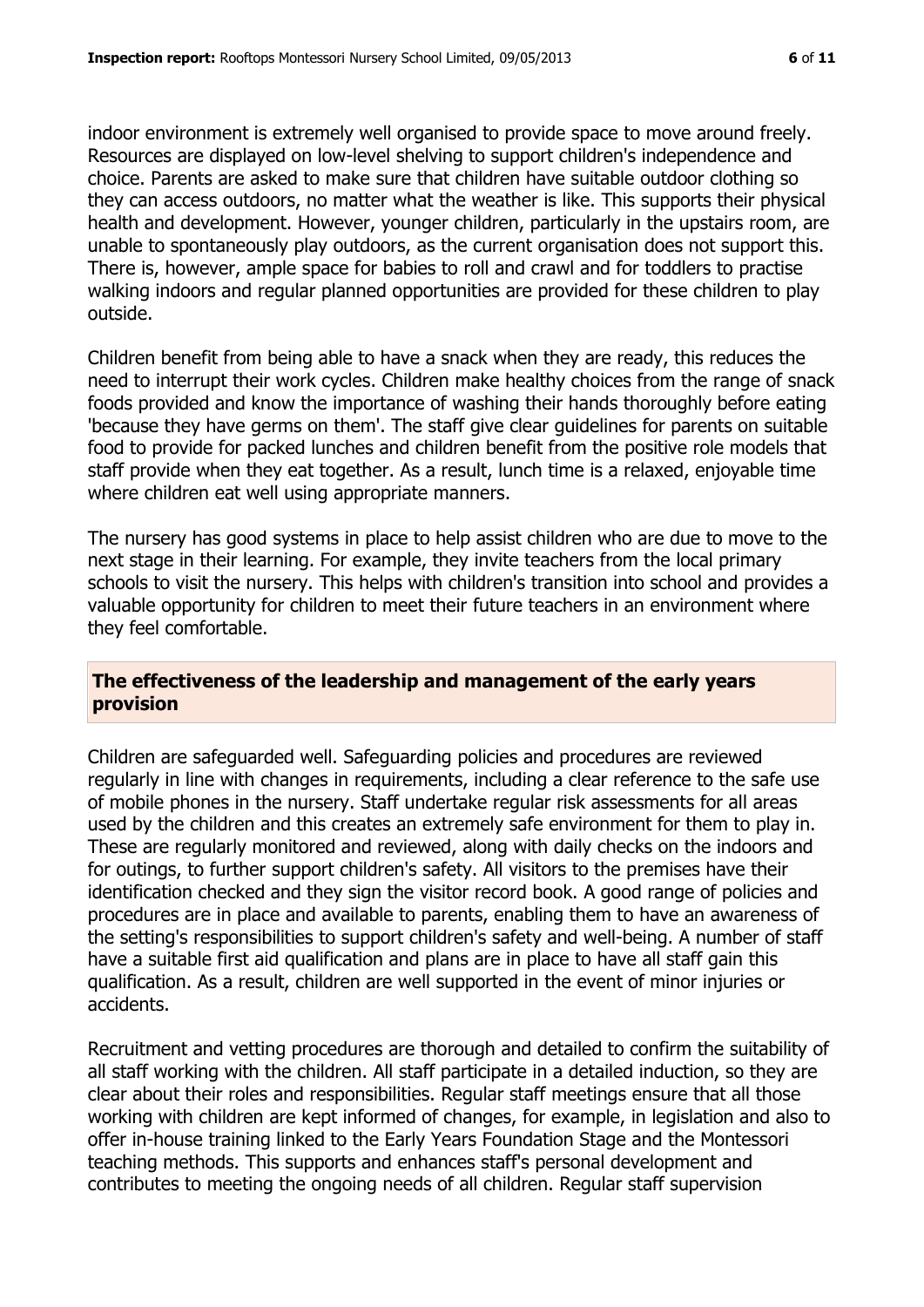indoor environment is extremely well organised to provide space to move around freely. Resources are displayed on low-level shelving to support children's independence and choice. Parents are asked to make sure that children have suitable outdoor clothing so they can access outdoors, no matter what the weather is like. This supports their physical health and development. However, younger children, particularly in the upstairs room, are unable to spontaneously play outdoors, as the current organisation does not support this. There is, however, ample space for babies to roll and crawl and for toddlers to practise walking indoors and regular planned opportunities are provided for these children to play outside.

Children benefit from being able to have a snack when they are ready, this reduces the need to interrupt their work cycles. Children make healthy choices from the range of snack foods provided and know the importance of washing their hands thoroughly before eating 'because they have germs on them'. The staff give clear guidelines for parents on suitable food to provide for packed lunches and children benefit from the positive role models that staff provide when they eat together. As a result, lunch time is a relaxed, enjoyable time where children eat well using appropriate manners.

The nursery has good systems in place to help assist children who are due to move to the next stage in their learning. For example, they invite teachers from the local primary schools to visit the nursery. This helps with children's transition into school and provides a valuable opportunity for children to meet their future teachers in an environment where they feel comfortable.

## The effectiveness of the leadership and management of the early years provision

Children are safeguarded well. Safeguarding policies and procedures are reviewed regularly in line with changes in requirements, including a clear reference to the safe use of mobile phones in the nursery. Staff undertake regular risk assessments for all areas used by the children and this creates an extremely safe environment for them to play in. These are regularly monitored and reviewed, along with daily checks on the indoors and for outings, to further support children's safety. All visitors to the premises have their identification checked and they sign the visitor record book. A good range of policies and procedures are in place and available to parents, enabling them to have an awareness of the setting's responsibilities to support children's safety and well-being. A number of staff have a suitable first aid qualification and plans are in place to have all staff gain this qualification. As a result, children are well supported in the event of minor injuries or accidents.

Recruitment and vetting procedures are thorough and detailed to confirm the suitability of all staff working with the children. All staff participate in a detailed induction, so they are clear about their roles and responsibilities. Regular staff meetings ensure that all those working with children are kept informed of changes, for example, in legislation and also to offer in-house training linked to the Early Years Foundation Stage and the Montessori teaching methods. This supports and enhances staff's personal development and contributes to meeting the ongoing needs of all children. Regular staff supervision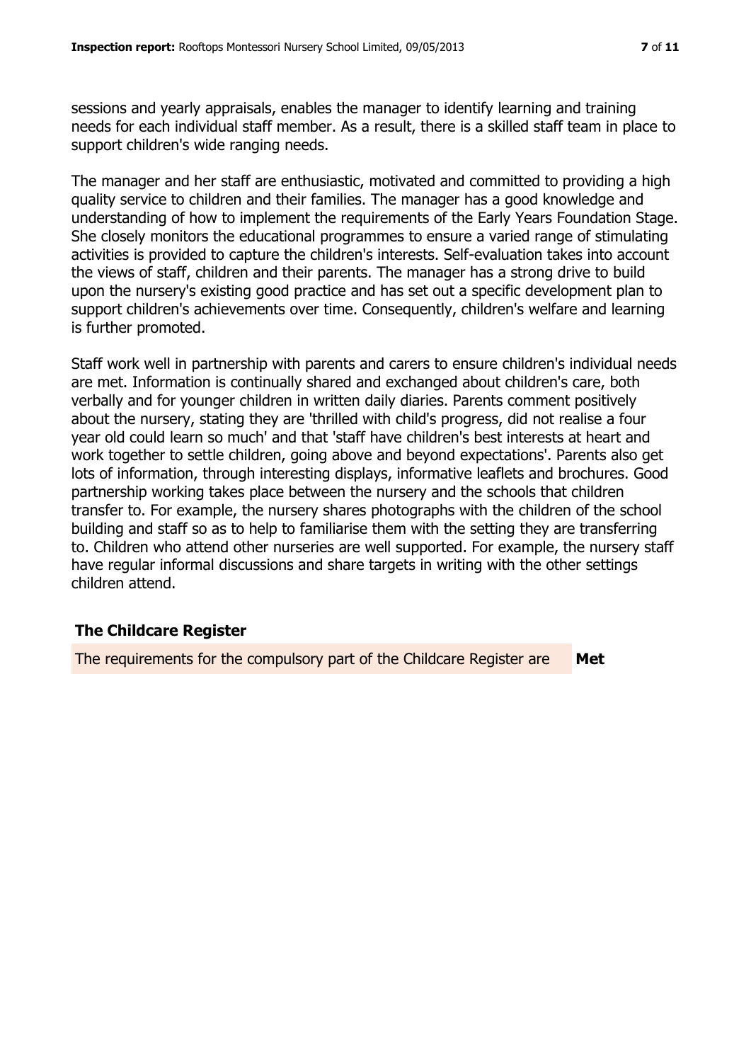sessions and yearly appraisals, enables the manager to identify learning and training needs for each individual staff member. As a result, there is a skilled staff team in place to support children's wide ranging needs.

The manager and her staff are enthusiastic, motivated and committed to providing a high quality service to children and their families. The manager has a good knowledge and understanding of how to implement the requirements of the Early Years Foundation Stage. She closely monitors the educational programmes to ensure a varied range of stimulating activities is provided to capture the children's interests. Self-evaluation takes into account the views of staff, children and their parents. The manager has a strong drive to build upon the nursery's existing good practice and has set out a specific development plan to support children's achievements over time. Consequently, children's welfare and learning is further promoted.

Staff work well in partnership with parents and carers to ensure children's individual needs are met. Information is continually shared and exchanged about children's care, both verbally and for younger children in written daily diaries. Parents comment positively about the nursery, stating they are 'thrilled with child's progress, did not realise a four year old could learn so much' and that 'staff have children's best interests at heart and work together to settle children, going above and beyond expectations'. Parents also get lots of information, through interesting displays, informative leaflets and brochures. Good partnership working takes place between the nursery and the schools that children transfer to. For example, the nursery shares photographs with the children of the school building and staff so as to help to familiarise them with the setting they are transferring to. Children who attend other nurseries are well supported. For example, the nursery staff have regular informal discussions and share targets in writing with the other settings children attend.

## The Childcare Register

| The requirements for the compulsory part of the Childcare Register are | **Met** |
|---|---|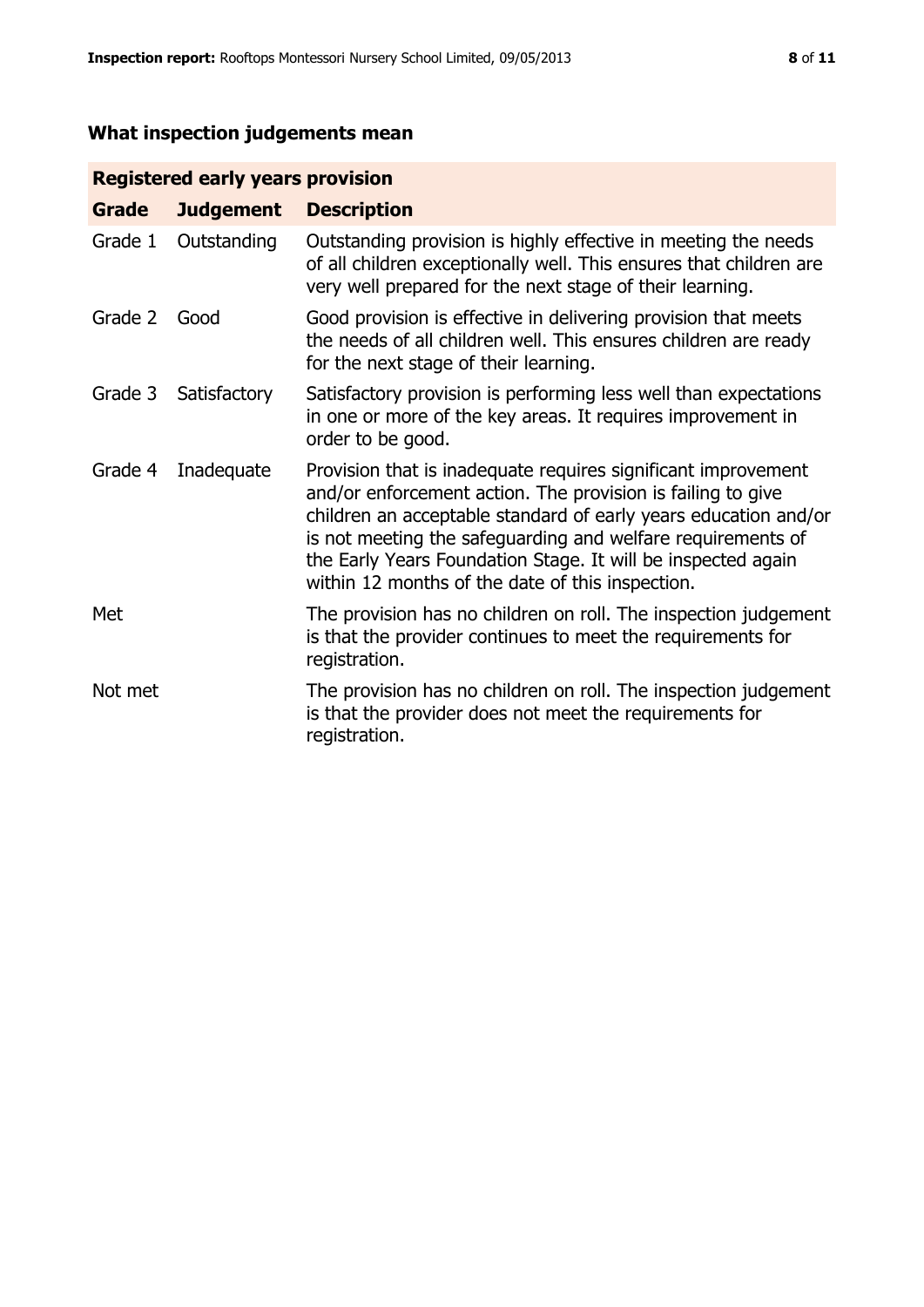## What inspection judgements mean

| Registered early years provision | | |
|---|---|---|
| **Grade** | **Judgement** | **Description** |
| Grade 1 | Outstanding | Outstanding provision is highly effective in meeting the needs of all children exceptionally well. This ensures that children are very well prepared for the next stage of their learning. |
| Grade 2 | Good | Good provision is effective in delivering provision that meets the needs of all children well. This ensures children are ready for the next stage of their learning. |
| Grade 3 | Satisfactory | Satisfactory provision is performing less well than expectations in one or more of the key areas. It requires improvement in order to be good. |
| Grade 4 | Inadequate | Provision that is inadequate requires significant improvement and/or enforcement action. The provision is failing to give children an acceptable standard of early years education and/or is not meeting the safeguarding and welfare requirements of the Early Years Foundation Stage. It will be inspected again within 12 months of the date of this inspection. |
| Met | | The provision has no children on roll. The inspection judgement is that the provider continues to meet the requirements for registration. |
| Not met | | The provision has no children on roll. The inspection judgement is that the provider does not meet the requirements for registration. |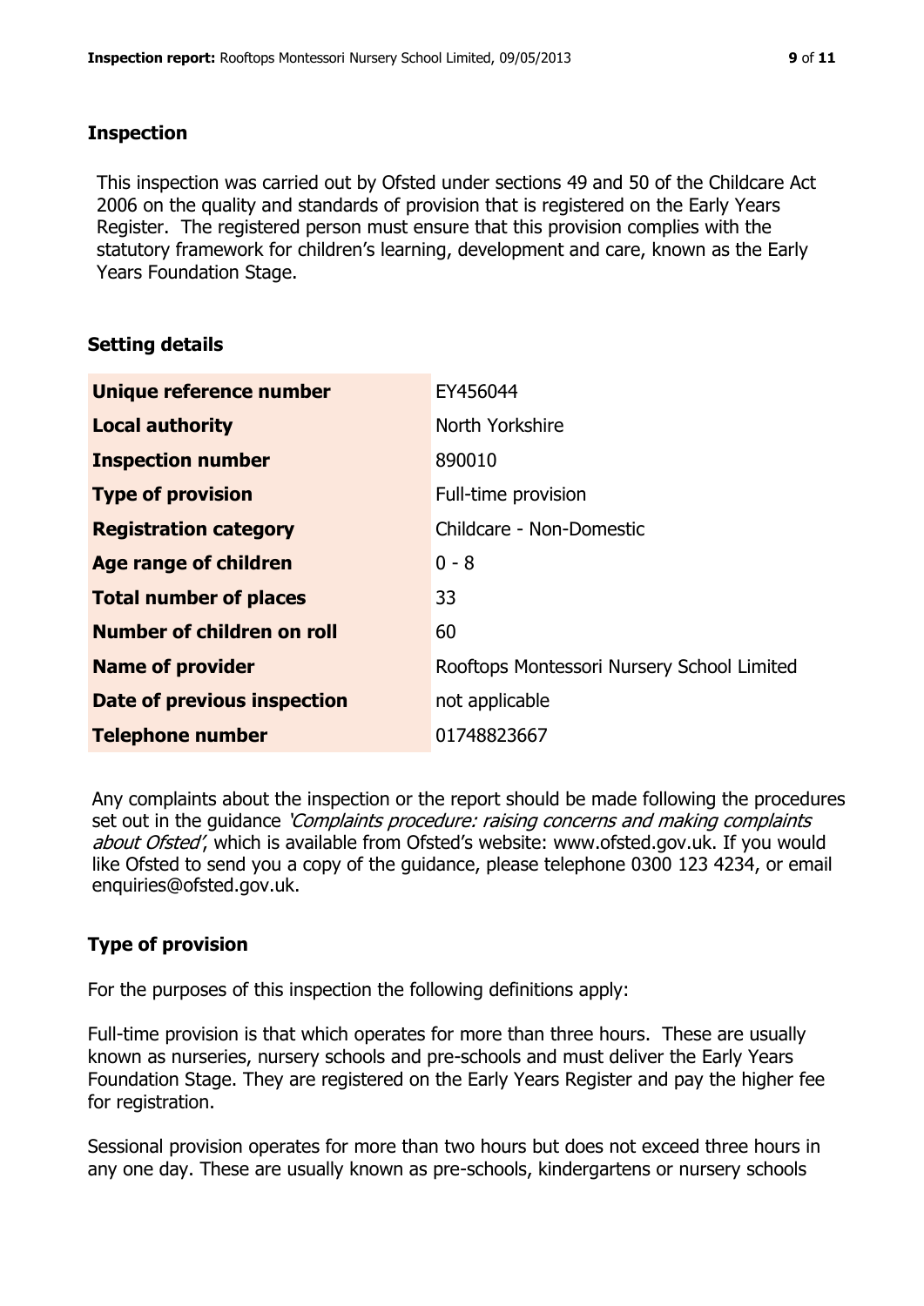## Inspection

This inspection was carried out by Ofsted under sections 49 and 50 of the Childcare Act 2006 on the quality and standards of provision that is registered on the Early Years Register. The registered person must ensure that this provision complies with the statutory framework for children's learning, development and care, known as the Early Years Foundation Stage.

## Setting details

| | |
|---|---|
| **Unique reference number** | EY456044 |
| **Local authority** | North Yorkshire |
| **Inspection number** | 890010 |
| **Type of provision** | Full-time provision |
| **Registration category** | Childcare - Non-Domestic |
| **Age range of children** | 0 - 8 |
| **Total number of places** | 33 |
| **Number of children on roll** | 60 |
| **Name of provider** | Rooftops Montessori Nursery School Limited |
| **Date of previous inspection** | not applicable |
| **Telephone number** | 01748823667 |

Any complaints about the inspection or the report should be made following the procedures set out in the guidance *'Complaints procedure: raising concerns and making complaints about Ofsted'*, which is available from Ofsted's website: www.ofsted.gov.uk. If you would like Ofsted to send you a copy of the guidance, please telephone 0300 123 4234, or email enquiries@ofsted.gov.uk.

## Type of provision

For the purposes of this inspection the following definitions apply:

Full-time provision is that which operates for more than three hours. These are usually known as nurseries, nursery schools and pre-schools and must deliver the Early Years Foundation Stage. They are registered on the Early Years Register and pay the higher fee for registration.

Sessional provision operates for more than two hours but does not exceed three hours in any one day. These are usually known as pre-schools, kindergartens or nursery schools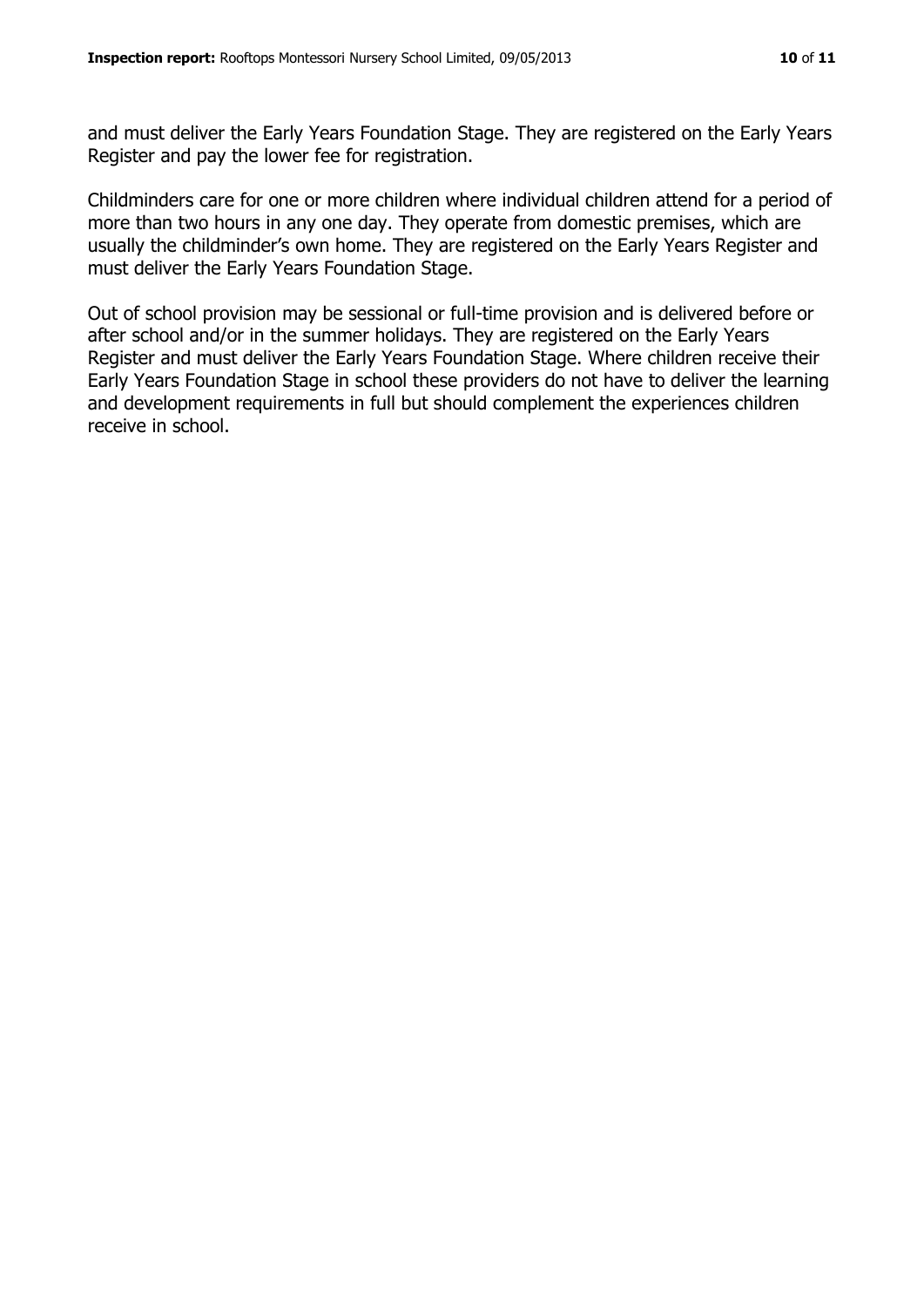and must deliver the Early Years Foundation Stage. They are registered on the Early Years Register and pay the lower fee for registration.

Childminders care for one or more children where individual children attend for a period of more than two hours in any one day. They operate from domestic premises, which are usually the childminder's own home. They are registered on the Early Years Register and must deliver the Early Years Foundation Stage.

Out of school provision may be sessional or full-time provision and is delivered before or after school and/or in the summer holidays. They are registered on the Early Years Register and must deliver the Early Years Foundation Stage. Where children receive their Early Years Foundation Stage in school these providers do not have to deliver the learning and development requirements in full but should complement the experiences children receive in school.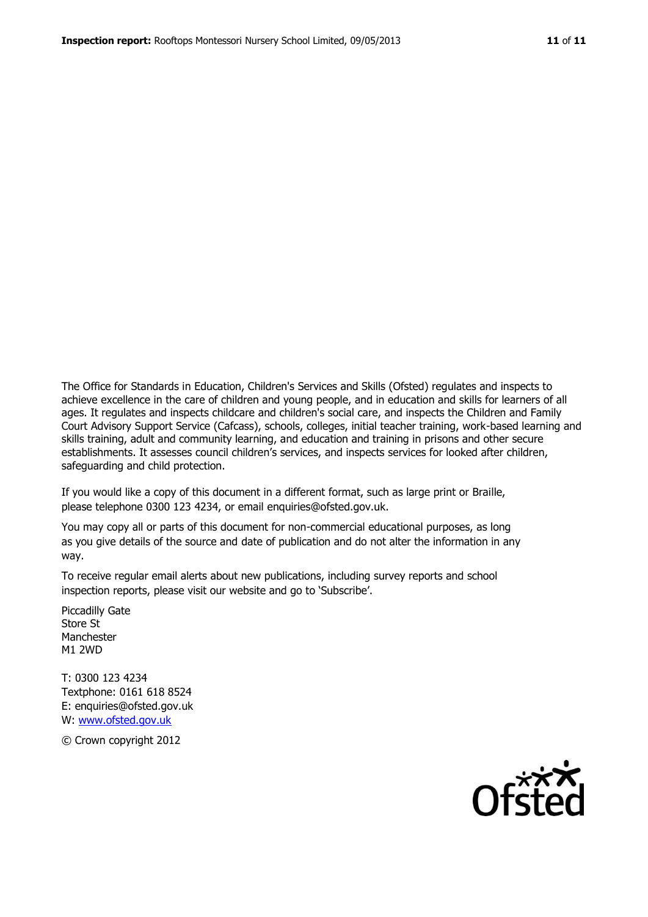The Office for Standards in Education, Children's Services and Skills (Ofsted) regulates and inspects to achieve excellence in the care of children and young people, and in education and skills for learners of all ages. It regulates and inspects childcare and children's social care, and inspects the Children and Family Court Advisory Support Service (Cafcass), schools, colleges, initial teacher training, work-based learning and skills training, adult and community learning, and education and training in prisons and other secure establishments. It assesses council children's services, and inspects services for looked after children, safeguarding and child protection.

If you would like a copy of this document in a different format, such as large print or Braille, please telephone 0300 123 4234, or email enquiries@ofsted.gov.uk.

You may copy all or parts of this document for non-commercial educational purposes, as long as you give details of the source and date of publication and do not alter the information in any way.

To receive regular email alerts about new publications, including survey reports and school inspection reports, please visit our website and go to 'Subscribe'.

Piccadilly Gate
Store St
Manchester
M1 2WD

T: 0300 123 4234
Textphone: 0161 618 8524
E: enquiries@ofsted.gov.uk
W: www.ofsted.gov.uk

© Crown copyright 2012

Ofsted